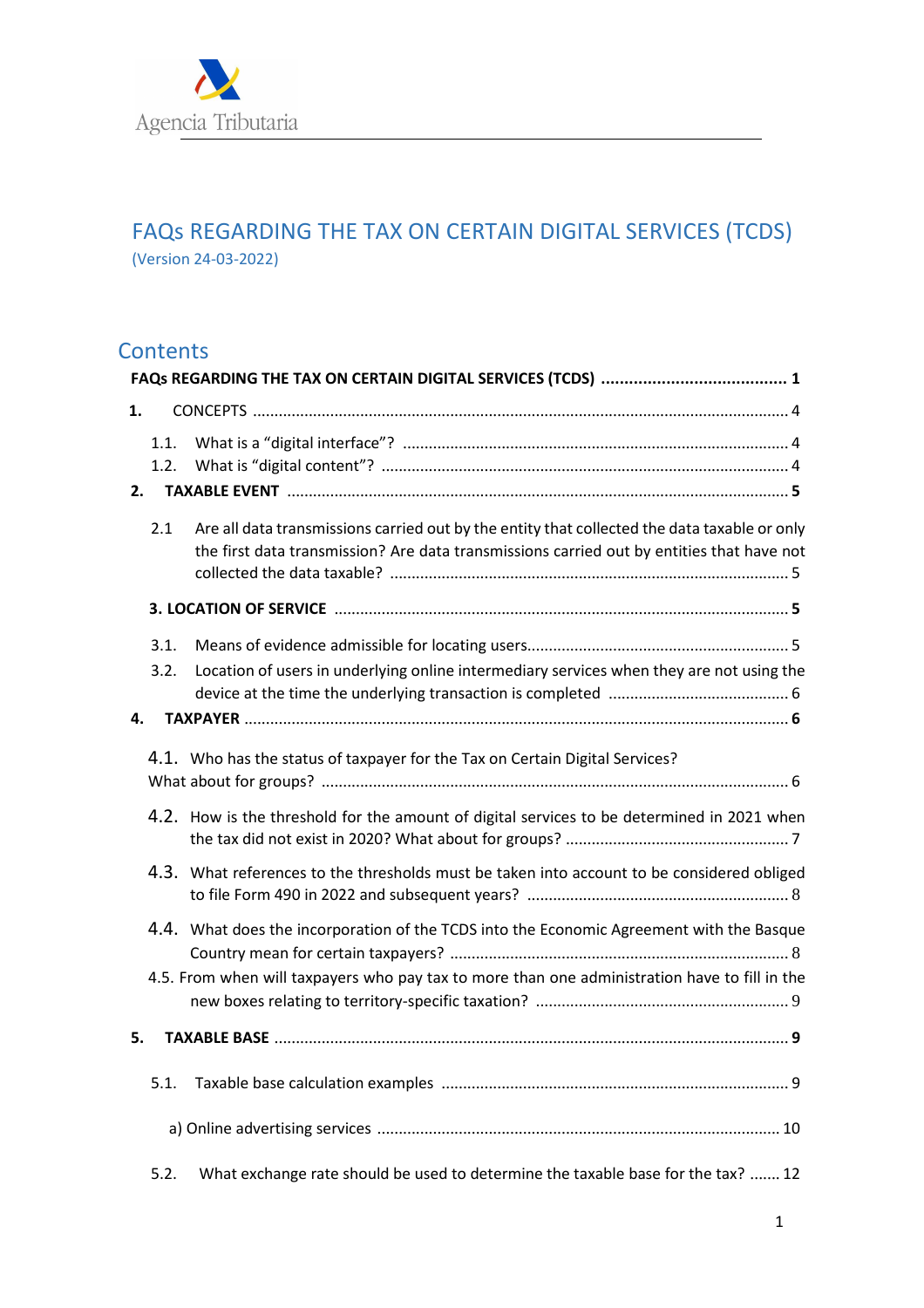Agencia Tributaria

# FAQs REGARDING THE TAX ON CERTAIN DIGITAL SERVICES (TCDS)

(Version 24-03-2022)

## Contents

**FAQs REGARDING THE TAX ON CERTAIN DIGITAL SERVICES (TCDS)** ........................................ **1**

1. CONCEPTS ........................................ 4
   - 1.1. What is a "digital interface"? ........................................ 4
   - 1.2. What is "digital content"? ........................................ 4
2. **TAXABLE EVENT** ........................................ **5**
   - 2.1 Are all data transmissions carried out by the entity that collected the data taxable or only the first data transmission? Are data transmissions carried out by entities that have not collected the data taxable? ........................................ 5

**3. LOCATION OF SERVICE** ........................................ **5**

   - 3.1. Means of evidence admissible for locating users........................................ 5
   - 3.2. Location of users in underlying online intermediary services when they are not using the device at the time the underlying transaction is completed ........................................ 6

4. **TAXPAYER** ........................................ **6**
   - 4.1. Who has the status of taxpayer for the Tax on Certain Digital Services? What about for groups? ........................................ 6
   - 4.2. How is the threshold for the amount of digital services to be determined in 2021 when the tax did not exist in 2020? What about for groups? ........................................ 7
   - 4.3. What references to the thresholds must be taken into account to be considered obliged to file Form 490 in 2022 and subsequent years? ........................................ 8
   - 4.4. What does the incorporation of the TCDS into the Economic Agreement with the Basque Country mean for certain taxpayers? ........................................ 8
   - 4.5. From when will taxpayers who pay tax to more than one administration have to fill in the new boxes relating to territory-specific taxation? ........................................ 9
5. **TAXABLE BASE** ........................................ **9**
   - 5.1. Taxable base calculation examples ........................................ 9
     - a) Online advertising services ........................................ 10
   - 5.2. What exchange rate should be used to determine the taxable base for the tax? ....... 12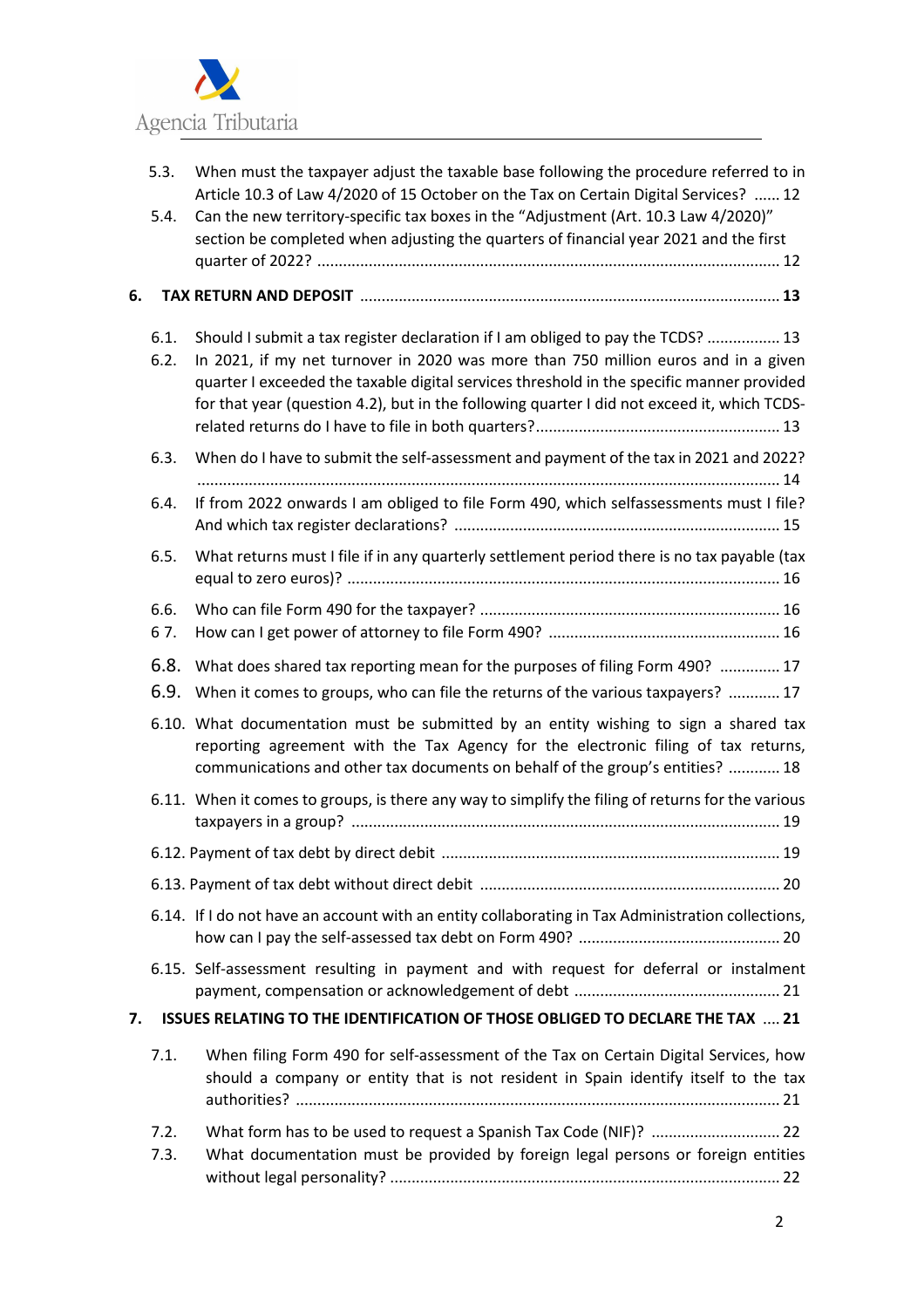5.3. When must the taxpayer adjust the taxable base following the procedure referred to in Article 10.3 of Law 4/2020 of 15 October on the Tax on Certain Digital Services? ...... 12

5.4. Can the new territory-specific tax boxes in the "Adjustment (Art. 10.3 Law 4/2020)" section be completed when adjusting the quarters of financial year 2021 and the first quarter of 2022? ........................................................................................................... 12

**6. TAX RETURN AND DEPOSIT ................................................................................................ 13**

6.1. Should I submit a tax register declaration if I am obliged to pay the TCDS? ................. 13

6.2. In 2021, if my net turnover in 2020 was more than 750 million euros and in a given quarter I exceeded the taxable digital services threshold in the specific manner provided for that year (question 4.2), but in the following quarter I did not exceed it, which TCDS-related returns do I have to file in both quarters?......................................................... 13

6.3. When do I have to submit the self-assessment and payment of the tax in 2021 and 2022? ....................................................................................................................................... 14

6.4. If from 2022 onwards I am obliged to file Form 490, which selfassessments must I file? And which tax register declarations? ........................................................................... 15

6.5. What returns must I file if in any quarterly settlement period there is no tax payable (tax equal to zero euros)? .................................................................................................... 16

6.6. Who can file Form 490 for the taxpayer? ..................................................................... 16

6 7. How can I get power of attorney to file Form 490? ...................................................... 16

6.8. What does shared tax reporting mean for the purposes of filing Form 490? .............. 17

6.9. When it comes to groups, who can file the returns of the various taxpayers? ............ 17

6.10. What documentation must be submitted by an entity wishing to sign a shared tax reporting agreement with the Tax Agency for the electronic filing of tax returns, communications and other tax documents on behalf of the group's entities? ............ 18

6.11. When it comes to groups, is there any way to simplify the filing of returns for the various taxpayers in a group? .................................................................................................. 19

6.12. Payment of tax debt by direct debit ............................................................................. 19

6.13. Payment of tax debt without direct debit ..................................................................... 20

6.14. If I do not have an account with an entity collaborating in Tax Administration collections, how can I pay the self-assessed tax debt on Form 490? ............................................... 20

6.15. Self-assessment resulting in payment and with request for deferral or instalment payment, compensation or acknowledgement of debt ................................................ 21

**7. ISSUES RELATING TO THE IDENTIFICATION OF THOSE OBLIGED TO DECLARE THE TAX .... 21**

7.1. When filing Form 490 for self-assessment of the Tax on Certain Digital Services, how should a company or entity that is not resident in Spain identify itself to the tax authorities? ............................................................................................................... 21

7.2. What form has to be used to request a Spanish Tax Code (NIF)? .............................. 22

7.3. What documentation must be provided by foreign legal persons or foreign entities without legal personality? .......................................................................................... 22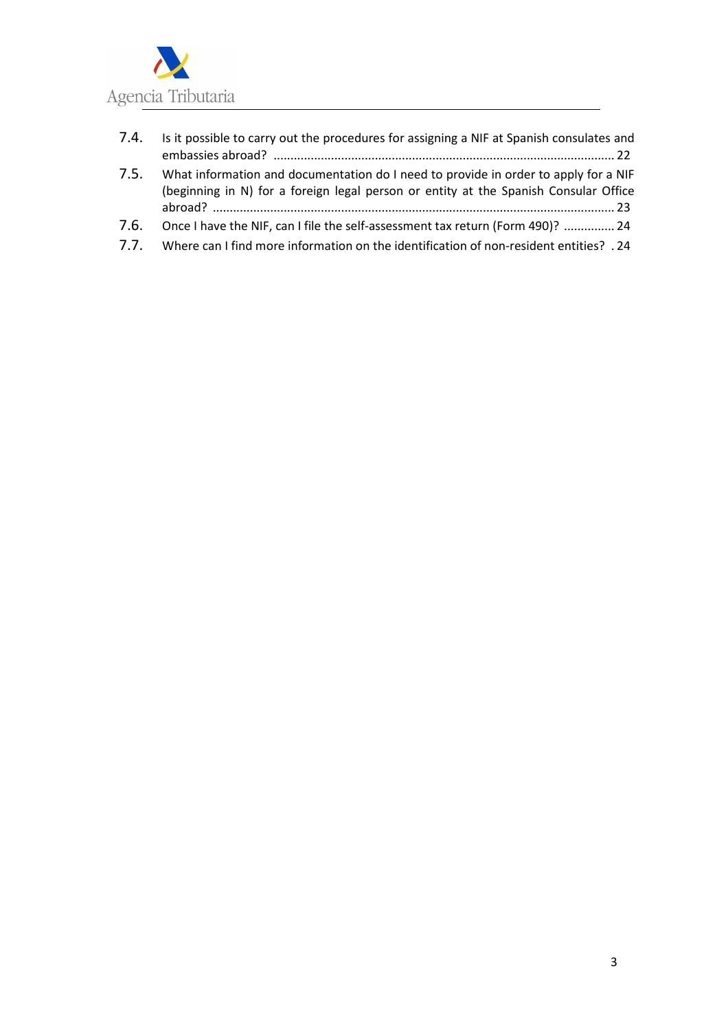- 7.4. Is it possible to carry out the procedures for assigning a NIF at Spanish consulates and embassies abroad? .......... 22
- 7.5. What information and documentation do I need to provide in order to apply for a NIF (beginning in N) for a foreign legal person or entity at the Spanish Consular Office abroad? .......... 23
- 7.6. Once I have the NIF, can I file the self-assessment tax return (Form 490)? .......... 24
- 7.7. Where can I find more information on the identification of non-resident entities? . 24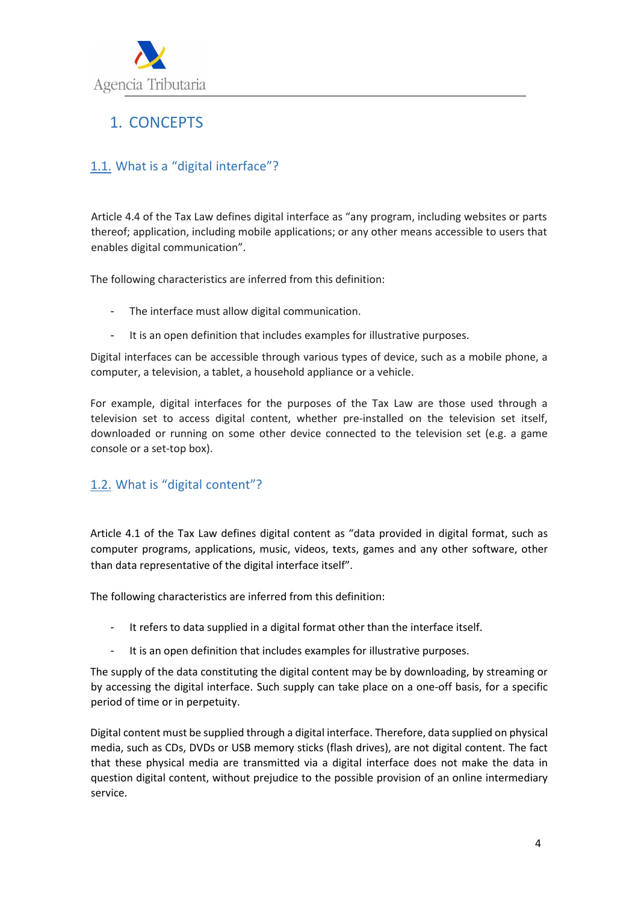# 1. CONCEPTS

## 1.1. What is a "digital interface"?

Article 4.4 of the Tax Law defines digital interface as "any program, including websites or parts thereof; application, including mobile applications; or any other means accessible to users that enables digital communication".

The following characteristics are inferred from this definition:

- The interface must allow digital communication.
- It is an open definition that includes examples for illustrative purposes.

Digital interfaces can be accessible through various types of device, such as a mobile phone, a computer, a television, a tablet, a household appliance or a vehicle.

For example, digital interfaces for the purposes of the Tax Law are those used through a television set to access digital content, whether pre-installed on the television set itself, downloaded or running on some other device connected to the television set (e.g. a game console or a set-top box).

## 1.2. What is "digital content"?

Article 4.1 of the Tax Law defines digital content as "data provided in digital format, such as computer programs, applications, music, videos, texts, games and any other software, other than data representative of the digital interface itself".

The following characteristics are inferred from this definition:

- It refers to data supplied in a digital format other than the interface itself.
- It is an open definition that includes examples for illustrative purposes.

The supply of the data constituting the digital content may be by downloading, by streaming or by accessing the digital interface. Such supply can take place on a one-off basis, for a specific period of time or in perpetuity.

Digital content must be supplied through a digital interface. Therefore, data supplied on physical media, such as CDs, DVDs or USB memory sticks (flash drives), are not digital content. The fact that these physical media are transmitted via a digital interface does not make the data in question digital content, without prejudice to the possible provision of an online intermediary service.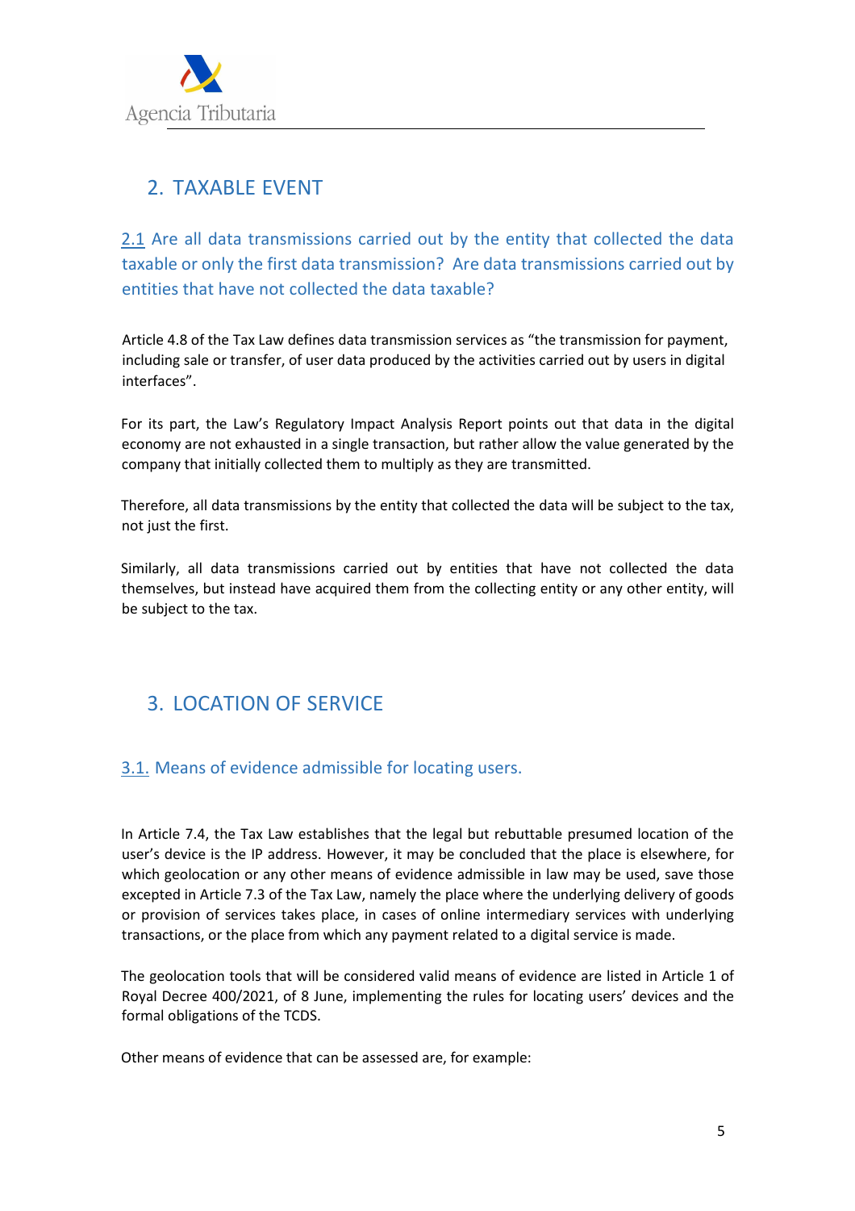## 2. TAXABLE EVENT

### 2.1 Are all data transmissions carried out by the entity that collected the data taxable or only the first data transmission? Are data transmissions carried out by entities that have not collected the data taxable?

Article 4.8 of the Tax Law defines data transmission services as "the transmission for payment, including sale or transfer, of user data produced by the activities carried out by users in digital interfaces".

For its part, the Law's Regulatory Impact Analysis Report points out that data in the digital economy are not exhausted in a single transaction, but rather allow the value generated by the company that initially collected them to multiply as they are transmitted.

Therefore, all data transmissions by the entity that collected the data will be subject to the tax, not just the first.

Similarly, all data transmissions carried out by entities that have not collected the data themselves, but instead have acquired them from the collecting entity or any other entity, will be subject to the tax.

## 3. LOCATION OF SERVICE

### 3.1. Means of evidence admissible for locating users.

In Article 7.4, the Tax Law establishes that the legal but rebuttable presumed location of the user's device is the IP address. However, it may be concluded that the place is elsewhere, for which geolocation or any other means of evidence admissible in law may be used, save those excepted in Article 7.3 of the Tax Law, namely the place where the underlying delivery of goods or provision of services takes place, in cases of online intermediary services with underlying transactions, or the place from which any payment related to a digital service is made.

The geolocation tools that will be considered valid means of evidence are listed in Article 1 of Royal Decree 400/2021, of 8 June, implementing the rules for locating users' devices and the formal obligations of the TCDS.

Other means of evidence that can be assessed are, for example: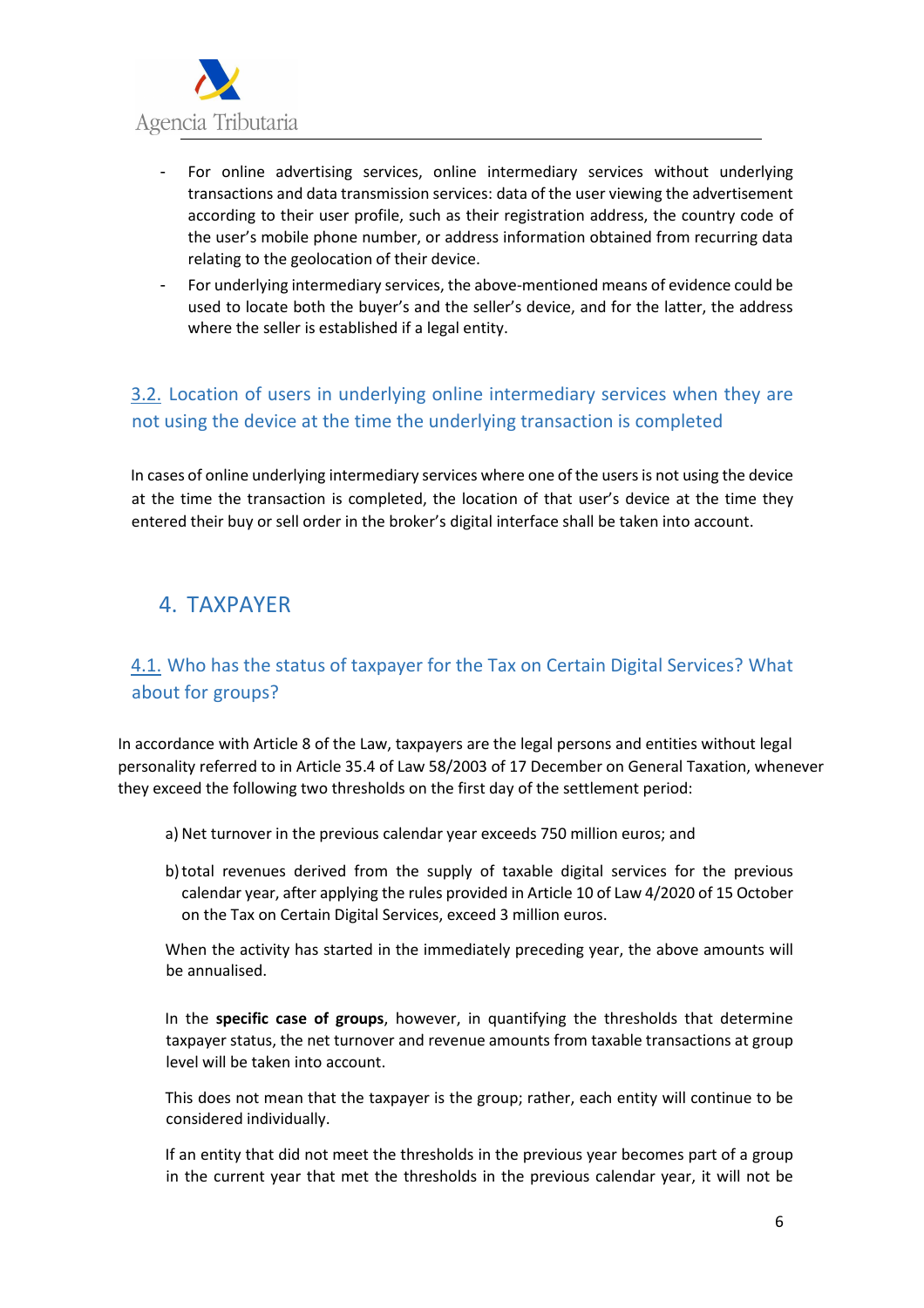- For online advertising services, online intermediary services without underlying transactions and data transmission services: data of the user viewing the advertisement according to their user profile, such as their registration address, the country code of the user's mobile phone number, or address information obtained from recurring data relating to the geolocation of their device.
- For underlying intermediary services, the above-mentioned means of evidence could be used to locate both the buyer's and the seller's device, and for the latter, the address where the seller is established if a legal entity.

### 3.2. Location of users in underlying online intermediary services when they are not using the device at the time the underlying transaction is completed

In cases of online underlying intermediary services where one of the users is not using the device at the time the transaction is completed, the location of that user's device at the time they entered their buy or sell order in the broker's digital interface shall be taken into account.

## 4. TAXPAYER

### 4.1. Who has the status of taxpayer for the Tax on Certain Digital Services? What about for groups?

In accordance with Article 8 of the Law, taxpayers are the legal persons and entities without legal personality referred to in Article 35.4 of Law 58/2003 of 17 December on General Taxation, whenever they exceed the following two thresholds on the first day of the settlement period:

a) Net turnover in the previous calendar year exceeds 750 million euros; and

b) total revenues derived from the supply of taxable digital services for the previous calendar year, after applying the rules provided in Article 10 of Law 4/2020 of 15 October on the Tax on Certain Digital Services, exceed 3 million euros.

When the activity has started in the immediately preceding year, the above amounts will be annualised.

In the **specific case of groups**, however, in quantifying the thresholds that determine taxpayer status, the net turnover and revenue amounts from taxable transactions at group level will be taken into account.

This does not mean that the taxpayer is the group; rather, each entity will continue to be considered individually.

If an entity that did not meet the thresholds in the previous year becomes part of a group in the current year that met the thresholds in the previous calendar year, it will not be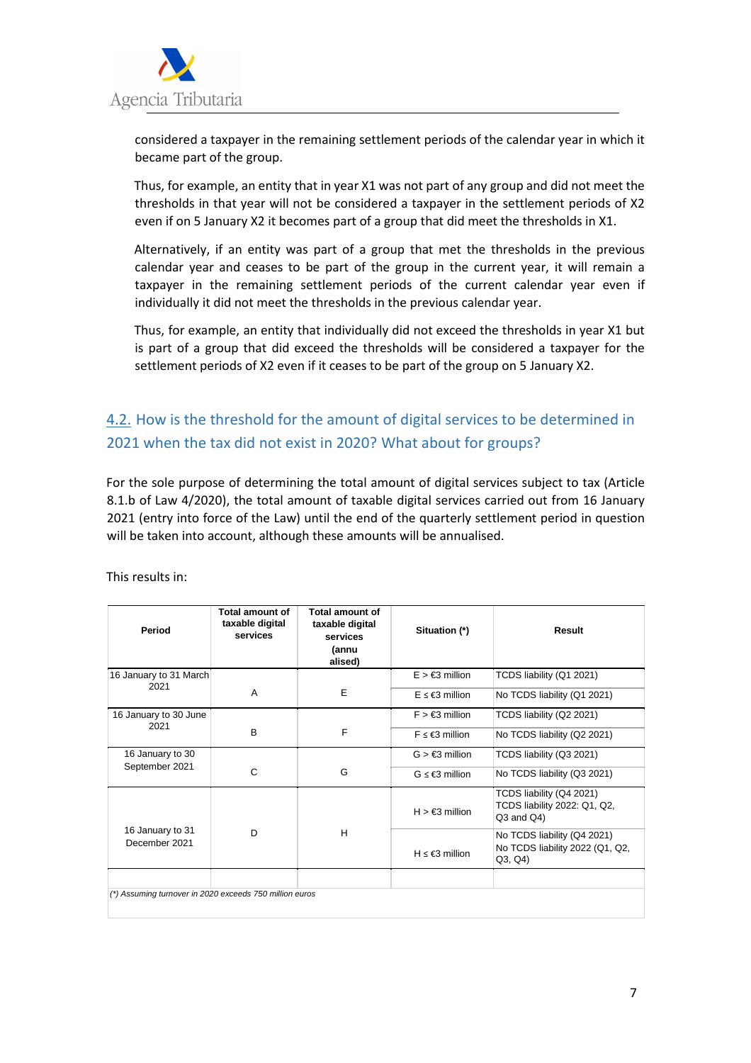considered a taxpayer in the remaining settlement periods of the calendar year in which it became part of the group.

Thus, for example, an entity that in year X1 was not part of any group and did not meet the thresholds in that year will not be considered a taxpayer in the settlement periods of X2 even if on 5 January X2 it becomes part of a group that did meet the thresholds in X1.

Alternatively, if an entity was part of a group that met the thresholds in the previous calendar year and ceases to be part of the group in the current year, it will remain a taxpayer in the remaining settlement periods of the current calendar year even if individually it did not meet the thresholds in the previous calendar year.

Thus, for example, an entity that individually did not exceed the thresholds in year X1 but is part of a group that did exceed the thresholds will be considered a taxpayer for the settlement periods of X2 even if it ceases to be part of the group on 5 January X2.

## 4.2. How is the threshold for the amount of digital services to be determined in 2021 when the tax did not exist in 2020? What about for groups?

For the sole purpose of determining the total amount of digital services subject to tax (Article 8.1.b of Law 4/2020), the total amount of taxable digital services carried out from 16 January 2021 (entry into force of the Law) until the end of the quarterly settlement period in question will be taken into account, although these amounts will be annualised.

This results in:

| Period | Total amount of taxable digital services | Total amount of taxable digital services (annualised) | Situation (*) | Result |
|---|---|---|---|---|
| 16 January to 31 March 2021 | A | E | E > €3 million | TCDS liability (Q1 2021) |
| | | | E ≤ €3 million | No TCDS liability (Q1 2021) |
| 16 January to 30 June 2021 | B | F | F > €3 million | TCDS liability (Q2 2021) |
| | | | F ≤ €3 million | No TCDS liability (Q2 2021) |
| 16 January to 30 September 2021 | C | G | G > €3 million | TCDS liability (Q3 2021) |
| | | | G ≤ €3 million | No TCDS liability (Q3 2021) |
| 16 January to 31 December 2021 | D | H | H > €3 million | TCDS liability (Q4 2021) TCDS liability 2022: Q1, Q2, Q3 and Q4) |
| | | | H ≤ €3 million | No TCDS liability (Q4 2021) No TCDS liability 2022 (Q1, Q2, Q3, Q4) |

*(\*) Assuming turnover in 2020 exceeds 750 million euros*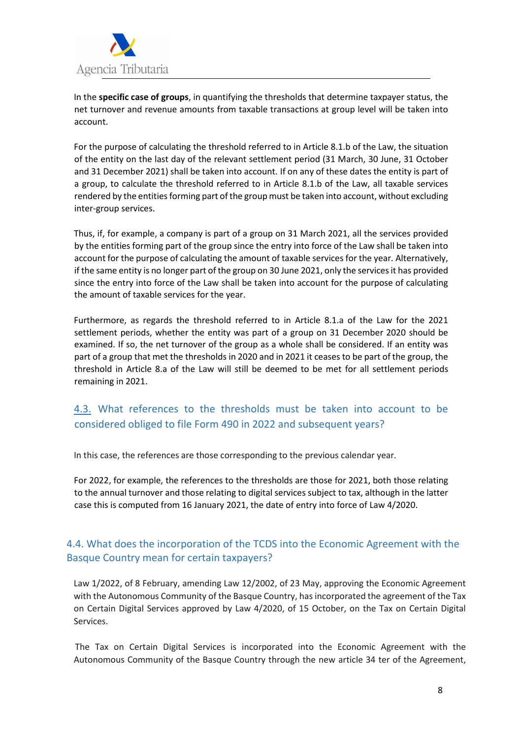In the **specific case of groups**, in quantifying the thresholds that determine taxpayer status, the net turnover and revenue amounts from taxable transactions at group level will be taken into account.

For the purpose of calculating the threshold referred to in Article 8.1.b of the Law, the situation of the entity on the last day of the relevant settlement period (31 March, 30 June, 31 October and 31 December 2021) shall be taken into account. If on any of these dates the entity is part of a group, to calculate the threshold referred to in Article 8.1.b of the Law, all taxable services rendered by the entities forming part of the group must be taken into account, without excluding inter-group services.

Thus, if, for example, a company is part of a group on 31 March 2021, all the services provided by the entities forming part of the group since the entry into force of the Law shall be taken into account for the purpose of calculating the amount of taxable services for the year. Alternatively, if the same entity is no longer part of the group on 30 June 2021, only the services it has provided since the entry into force of the Law shall be taken into account for the purpose of calculating the amount of taxable services for the year.

Furthermore, as regards the threshold referred to in Article 8.1.a of the Law for the 2021 settlement periods, whether the entity was part of a group on 31 December 2020 should be examined. If so, the net turnover of the group as a whole shall be considered. If an entity was part of a group that met the thresholds in 2020 and in 2021 it ceases to be part of the group, the threshold in Article 8.a of the Law will still be deemed to be met for all settlement periods remaining in 2021.

## 4.3. What references to the thresholds must be taken into account to be considered obliged to file Form 490 in 2022 and subsequent years?

In this case, the references are those corresponding to the previous calendar year.

For 2022, for example, the references to the thresholds are those for 2021, both those relating to the annual turnover and those relating to digital services subject to tax, although in the latter case this is computed from 16 January 2021, the date of entry into force of Law 4/2020.

## 4.4. What does the incorporation of the TCDS into the Economic Agreement with the Basque Country mean for certain taxpayers?

Law 1/2022, of 8 February, amending Law 12/2002, of 23 May, approving the Economic Agreement with the Autonomous Community of the Basque Country, has incorporated the agreement of the Tax on Certain Digital Services approved by Law 4/2020, of 15 October, on the Tax on Certain Digital Services.

The Tax on Certain Digital Services is incorporated into the Economic Agreement with the Autonomous Community of the Basque Country through the new article 34 ter of the Agreement,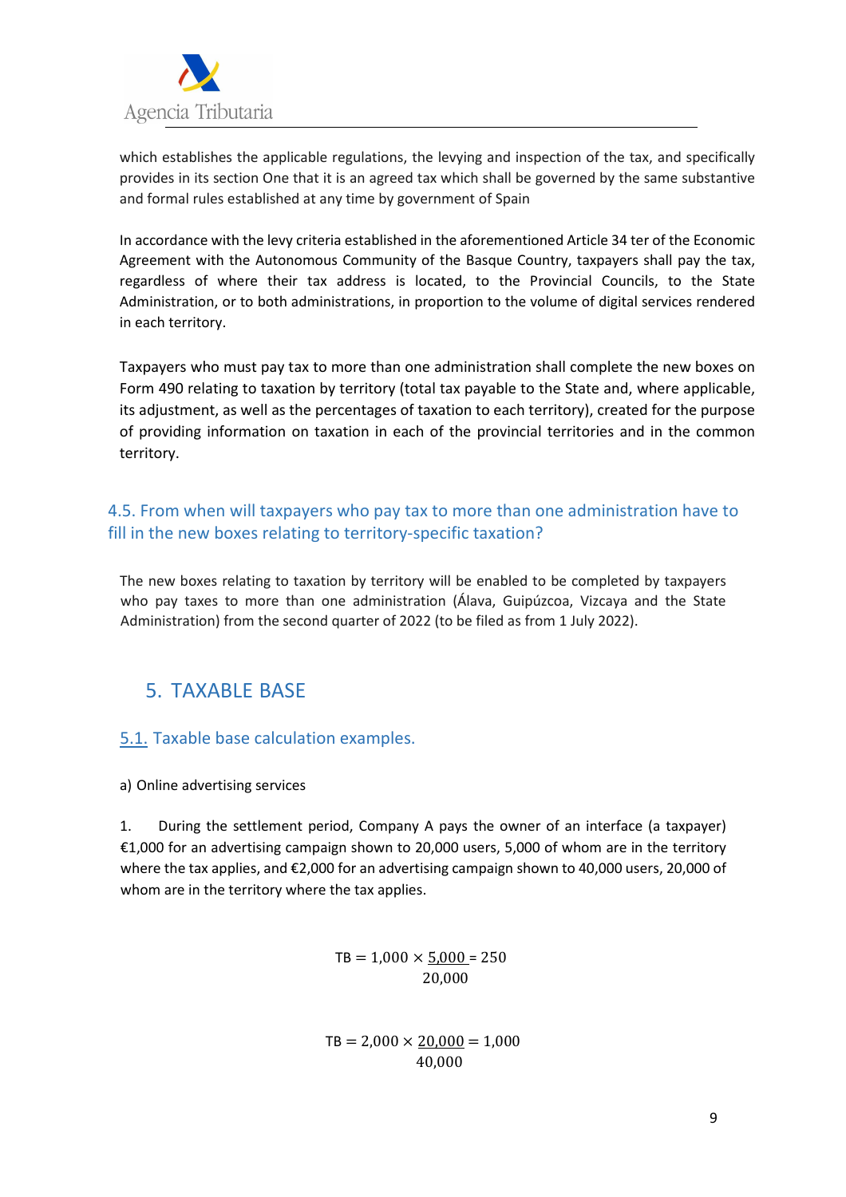which establishes the applicable regulations, the levying and inspection of the tax, and specifically provides in its section One that it is an agreed tax which shall be governed by the same substantive and formal rules established at any time by government of Spain

In accordance with the levy criteria established in the aforementioned Article 34 ter of the Economic Agreement with the Autonomous Community of the Basque Country, taxpayers shall pay the tax, regardless of where their tax address is located, to the Provincial Councils, to the State Administration, or to both administrations, in proportion to the volume of digital services rendered in each territory.

Taxpayers who must pay tax to more than one administration shall complete the new boxes on Form 490 relating to taxation by territory (total tax payable to the State and, where applicable, its adjustment, as well as the percentages of taxation to each territory), created for the purpose of providing information on taxation in each of the provincial territories and in the common territory.

### 4.5. From when will taxpayers who pay tax to more than one administration have to fill in the new boxes relating to territory-specific taxation?

The new boxes relating to taxation by territory will be enabled to be completed by taxpayers who pay taxes to more than one administration (Álava, Guipúzcoa, Vizcaya and the State Administration) from the second quarter of 2022 (to be filed as from 1 July 2022).

## 5. TAXABLE BASE

### 5.1. Taxable base calculation examples.

a) Online advertising services

1. During the settlement period, Company A pays the owner of an interface (a taxpayer) €1,000 for an advertising campaign shown to 20,000 users, 5,000 of whom are in the territory where the tax applies, and €2,000 for an advertising campaign shown to 40,000 users, 20,000 of whom are in the territory where the tax applies.

$$TB = 1{,}000 \times \frac{5{,}000}{20{,}000} = 250$$

$$TB = 2{,}000 \times \frac{20{,}000}{40{,}000} = 1{,}000$$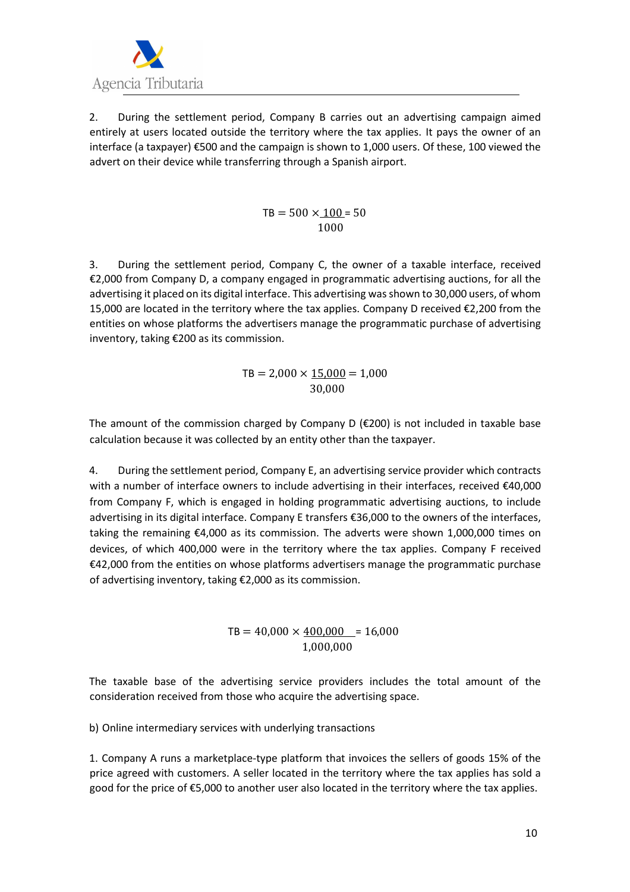2. During the settlement period, Company B carries out an advertising campaign aimed entirely at users located outside the territory where the tax applies. It pays the owner of an interface (a taxpayer) €500 and the campaign is shown to 1,000 users. Of these, 100 viewed the advert on their device while transferring through a Spanish airport.

$$\text{TB} = 500 \times \frac{100}{1000} = 50$$

3. During the settlement period, Company C, the owner of a taxable interface, received €2,000 from Company D, a company engaged in programmatic advertising auctions, for all the advertising it placed on its digital interface. This advertising was shown to 30,000 users, of whom 15,000 are located in the territory where the tax applies. Company D received €2,200 from the entities on whose platforms the advertisers manage the programmatic purchase of advertising inventory, taking €200 as its commission.

$$\text{TB} = 2{,}000 \times \frac{15{,}000}{30{,}000} = 1{,}000$$

The amount of the commission charged by Company D (€200) is not included in taxable base calculation because it was collected by an entity other than the taxpayer.

4. During the settlement period, Company E, an advertising service provider which contracts with a number of interface owners to include advertising in their interfaces, received €40,000 from Company F, which is engaged in holding programmatic advertising auctions, to include advertising in its digital interface. Company E transfers €36,000 to the owners of the interfaces, taking the remaining €4,000 as its commission. The adverts were shown 1,000,000 times on devices, of which 400,000 were in the territory where the tax applies. Company F received €42,000 from the entities on whose platforms advertisers manage the programmatic purchase of advertising inventory, taking €2,000 as its commission.

$$\text{TB} = 40{,}000 \times \frac{400{,}000}{1{,}000{,}000} = 16{,}000$$

The taxable base of the advertising service providers includes the total amount of the consideration received from those who acquire the advertising space.

b) Online intermediary services with underlying transactions

1. Company A runs a marketplace-type platform that invoices the sellers of goods 15% of the price agreed with customers. A seller located in the territory where the tax applies has sold a good for the price of €5,000 to another user also located in the territory where the tax applies.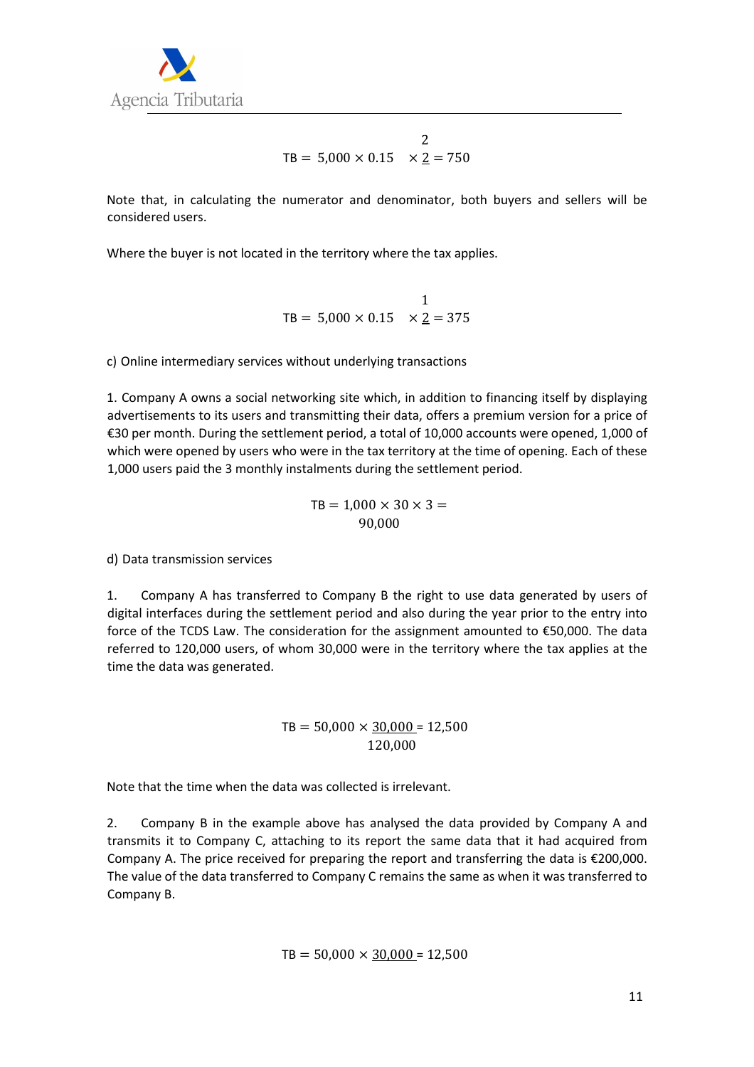$$\text{TB} = 5{,}000 \times 0.15 \times \frac{2}{2} = 750$$

Note that, in calculating the numerator and denominator, both buyers and sellers will be considered users.

Where the buyer is not located in the territory where the tax applies.

$$\text{TB} = 5{,}000 \times 0.15 \times \frac{1}{2} = 375$$

c) Online intermediary services without underlying transactions

1. Company A owns a social networking site which, in addition to financing itself by displaying advertisements to its users and transmitting their data, offers a premium version for a price of €30 per month. During the settlement period, a total of 10,000 accounts were opened, 1,000 of which were opened by users who were in the tax territory at the time of opening. Each of these 1,000 users paid the 3 monthly instalments during the settlement period.

$$\text{TB} = 1{,}000 \times 30 \times 3 = 90{,}000$$

d) Data transmission services

1. Company A has transferred to Company B the right to use data generated by users of digital interfaces during the settlement period and also during the year prior to the entry into force of the TCDS Law. The consideration for the assignment amounted to €50,000. The data referred to 120,000 users, of whom 30,000 were in the territory where the tax applies at the time the data was generated.

$$\text{TB} = 50{,}000 \times \frac{30{,}000}{120{,}000} = 12{,}500$$

Note that the time when the data was collected is irrelevant.

2. Company B in the example above has analysed the data provided by Company A and transmits it to Company C, attaching to its report the same data that it had acquired from Company A. The price received for preparing the report and transferring the data is €200,000. The value of the data transferred to Company C remains the same as when it was transferred to Company B.

$$\text{TB} = 50{,}000 \times \underline{30{,}000} = 12{,}500$$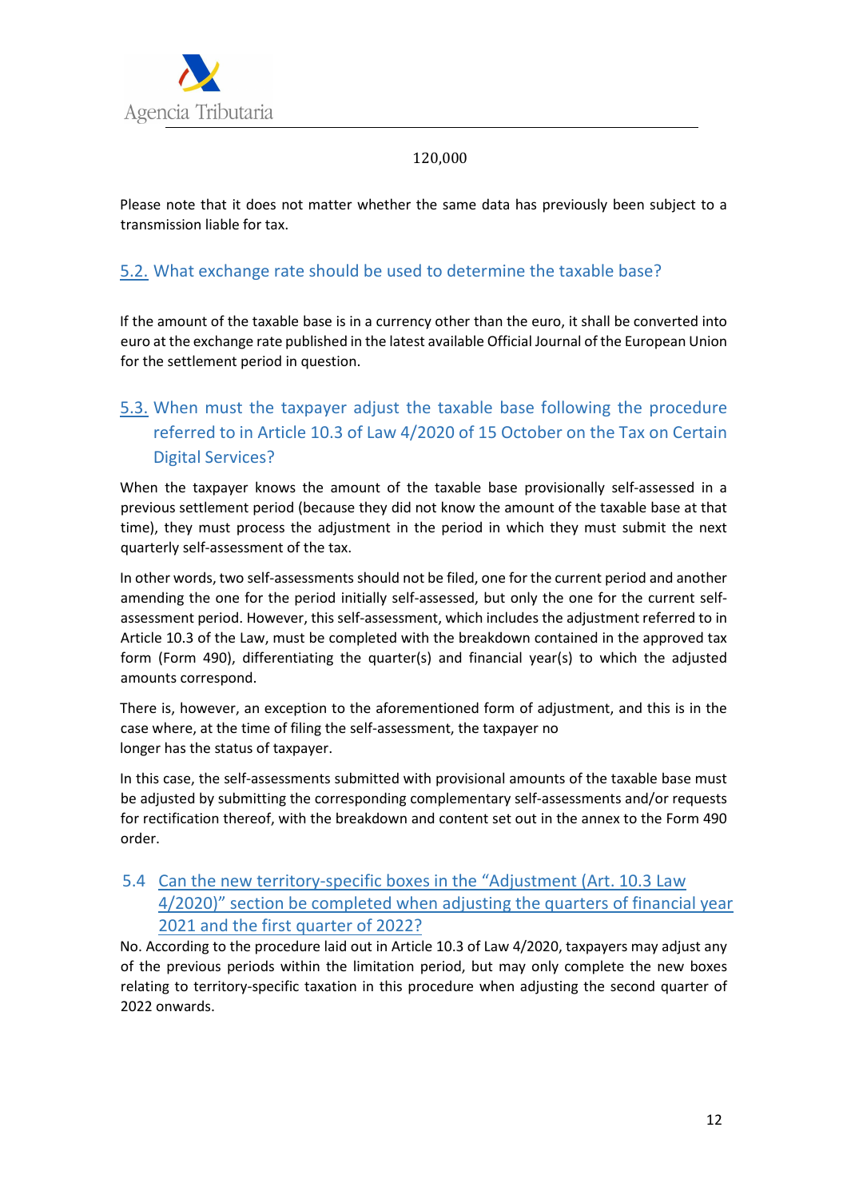120,000

Please note that it does not matter whether the same data has previously been subject to a transmission liable for tax.

## 5.2. What exchange rate should be used to determine the taxable base?

If the amount of the taxable base is in a currency other than the euro, it shall be converted into euro at the exchange rate published in the latest available Official Journal of the European Union for the settlement period in question.

## 5.3. When must the taxpayer adjust the taxable base following the procedure referred to in Article 10.3 of Law 4/2020 of 15 October on the Tax on Certain Digital Services?

When the taxpayer knows the amount of the taxable base provisionally self-assessed in a previous settlement period (because they did not know the amount of the taxable base at that time), they must process the adjustment in the period in which they must submit the next quarterly self-assessment of the tax.

In other words, two self-assessments should not be filed, one for the current period and another amending the one for the period initially self-assessed, but only the one for the current self-assessment period. However, this self-assessment, which includes the adjustment referred to in Article 10.3 of the Law, must be completed with the breakdown contained in the approved tax form (Form 490), differentiating the quarter(s) and financial year(s) to which the adjusted amounts correspond.

There is, however, an exception to the aforementioned form of adjustment, and this is in the case where, at the time of filing the self-assessment, the taxpayer no longer has the status of taxpayer.

In this case, the self-assessments submitted with provisional amounts of the taxable base must be adjusted by submitting the corresponding complementary self-assessments and/or requests for rectification thereof, with the breakdown and content set out in the annex to the Form 490 order.

## 5.4 Can the new territory-specific boxes in the "Adjustment (Art. 10.3 Law 4/2020)" section be completed when adjusting the quarters of financial year 2021 and the first quarter of 2022?

No. According to the procedure laid out in Article 10.3 of Law 4/2020, taxpayers may adjust any of the previous periods within the limitation period, but may only complete the new boxes relating to territory-specific taxation in this procedure when adjusting the second quarter of 2022 onwards.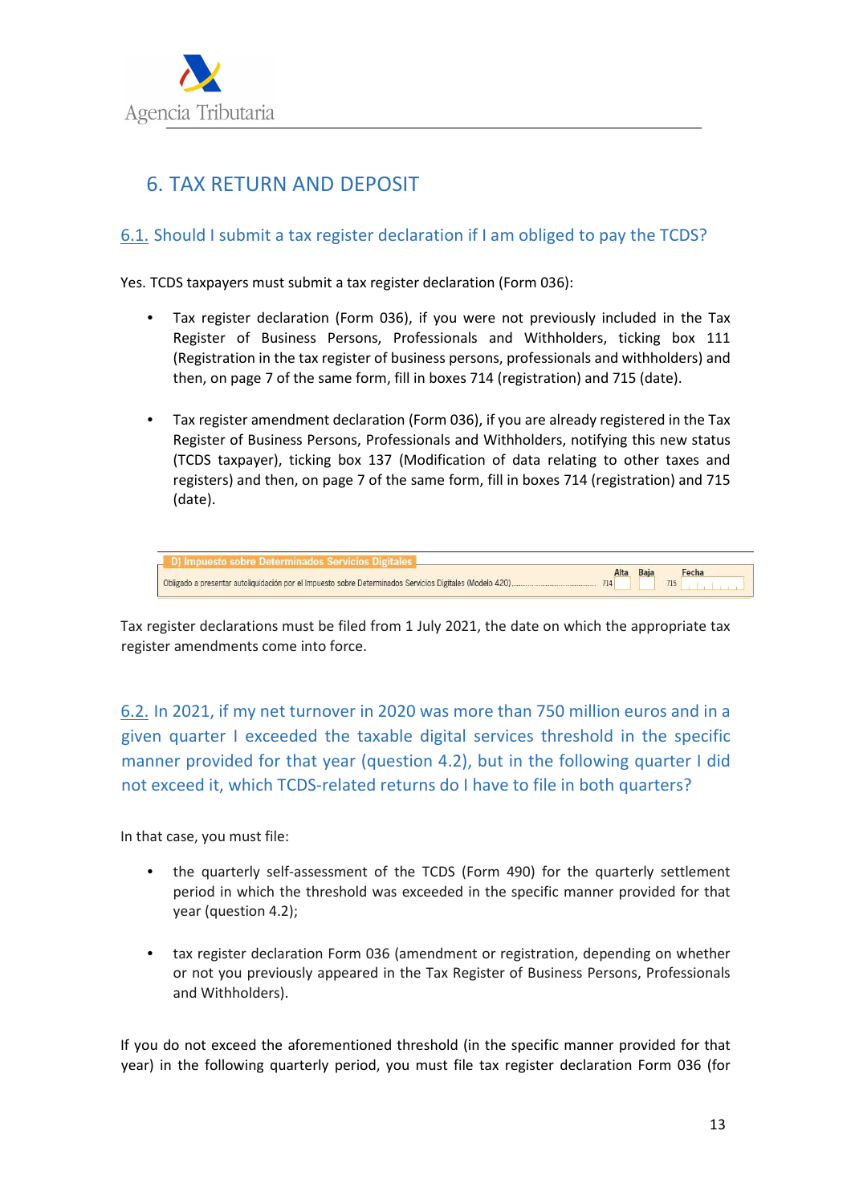# 6. TAX RETURN AND DEPOSIT

## 6.1. Should I submit a tax register declaration if I am obliged to pay the TCDS?

Yes. TCDS taxpayers must submit a tax register declaration (Form 036):

- Tax register declaration (Form 036), if you were not previously included in the Tax Register of Business Persons, Professionals and Withholders, ticking box 111 (Registration in the tax register of business persons, professionals and withholders) and then, on page 7 of the same form, fill in boxes 714 (registration) and 715 (date).

- Tax register amendment declaration (Form 036), if you are already registered in the Tax Register of Business Persons, Professionals and Withholders, notifying this new status (TCDS taxpayer), ticking box 137 (Modification of data relating to other taxes and registers) and then, on page 7 of the same form, fill in boxes 714 (registration) and 715 (date).

| D) Impuesto sobre Determinados Servicios Digitales | Alta | Baja | Fecha |
|---|---|---|---|
| Obligado a presentar autoliquidación por el Impuesto sobre Determinados Servicios Digitales (Modelo 420)........................ | 714 | | 715 |

Tax register declarations must be filed from 1 July 2021, the date on which the appropriate tax register amendments come into force.

## 6.2. In 2021, if my net turnover in 2020 was more than 750 million euros and in a given quarter I exceeded the taxable digital services threshold in the specific manner provided for that year (question 4.2), but in the following quarter I did not exceed it, which TCDS-related returns do I have to file in both quarters?

In that case, you must file:

- the quarterly self-assessment of the TCDS (Form 490) for the quarterly settlement period in which the threshold was exceeded in the specific manner provided for that year (question 4.2);

- tax register declaration Form 036 (amendment or registration, depending on whether or not you previously appeared in the Tax Register of Business Persons, Professionals and Withholders).

If you do not exceed the aforementioned threshold (in the specific manner provided for that year) in the following quarterly period, you must file tax register declaration Form 036 (for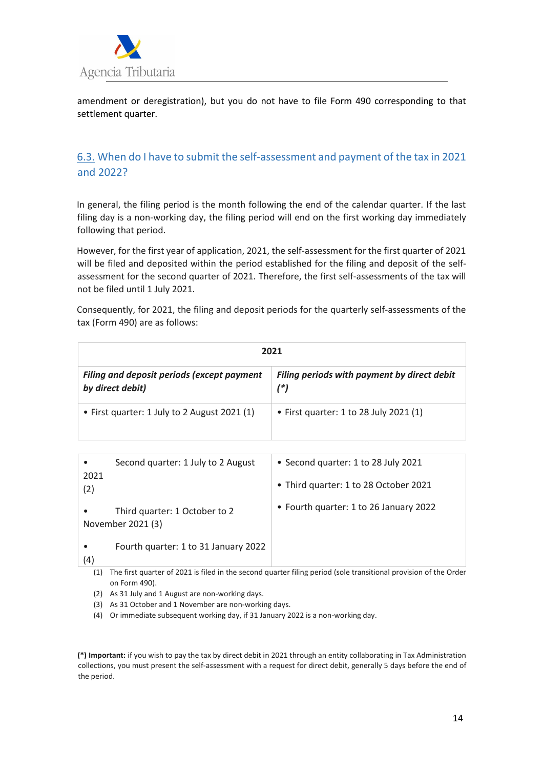amendment or deregistration), but you do not have to file Form 490 corresponding to that settlement quarter.

### 6.3. When do I have to submit the self-assessment and payment of the tax in 2021 and 2022?

In general, the filing period is the month following the end of the calendar quarter. If the last filing day is a non-working day, the filing period will end on the first working day immediately following that period.

However, for the first year of application, 2021, the self-assessment for the first quarter of 2021 will be filed and deposited within the period established for the filing and deposit of the self-assessment for the second quarter of 2021. Therefore, the first self-assessments of the tax will not be filed until 1 July 2021.

Consequently, for 2021, the filing and deposit periods for the quarterly self-assessments of the tax (Form 490) are as follows:

| 2021 | |
|---|---|
| ***Filing and deposit periods (except payment by direct debit)*** | ***Filing periods with payment by direct debit (*)*** |
| • First quarter: 1 July to 2 August 2021 (1) | • First quarter: 1 to 28 July 2021 (1) |
| • Second quarter: 1 July to 2 August 2021 (2)<br><br>• Third quarter: 1 October to 2 November 2021 (3)<br><br>• Fourth quarter: 1 to 31 January 2022 (4) | • Second quarter: 1 to 28 July 2021<br><br>• Third quarter: 1 to 28 October 2021<br><br>• Fourth quarter: 1 to 26 January 2022 |

(1) The first quarter of 2021 is filed in the second quarter filing period (sole transitional provision of the Order on Form 490).

(2) As 31 July and 1 August are non-working days.

(3) As 31 October and 1 November are non-working days.

(4) Or immediate subsequent working day, if 31 January 2022 is a non-working day.

**(*) Important:** if you wish to pay the tax by direct debit in 2021 through an entity collaborating in Tax Administration collections, you must present the self-assessment with a request for direct debit, generally 5 days before the end of the period.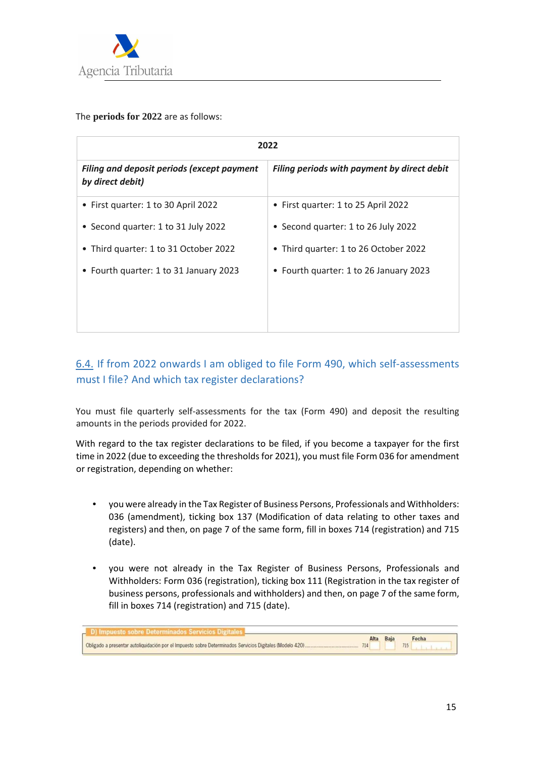The **periods for 2022** are as follows:

| 2022 | |
|---|---|
| ***Filing and deposit periods (except payment by direct debit)*** | ***Filing periods with payment by direct debit*** |
| • First quarter: 1 to 30 April 2022<br>• Second quarter: 1 to 31 July 2022<br>• Third quarter: 1 to 31 October 2022<br>• Fourth quarter: 1 to 31 January 2023 | • First quarter: 1 to 25 April 2022<br>• Second quarter: 1 to 26 July 2022<br>• Third quarter: 1 to 26 October 2022<br>• Fourth quarter: 1 to 26 January 2023 |

## 6.4. If from 2022 onwards I am obliged to file Form 490, which self-assessments must I file? And which tax register declarations?

You must file quarterly self-assessments for the tax (Form 490) and deposit the resulting amounts in the periods provided for 2022.

With regard to the tax register declarations to be filed, if you become a taxpayer for the first time in 2022 (due to exceeding the thresholds for 2021), you must file Form 036 for amendment or registration, depending on whether:

- you were already in the Tax Register of Business Persons, Professionals and Withholders: 036 (amendment), ticking box 137 (Modification of data relating to other taxes and registers) and then, on page 7 of the same form, fill in boxes 714 (registration) and 715 (date).
- you were not already in the Tax Register of Business Persons, Professionals and Withholders: Form 036 (registration), ticking box 111 (Registration in the tax register of business persons, professionals and withholders) and then, on page 7 of the same form, fill in boxes 714 (registration) and 715 (date).

| D) Impuesto sobre Determinados Servicios Digitales | Alta | Baja | Fecha |
|---|---|---|---|
| Obligado a presentar autoliquidación por el Impuesto sobre Determinados Servicios Digitales (Modelo 420) | 714 | | 715 |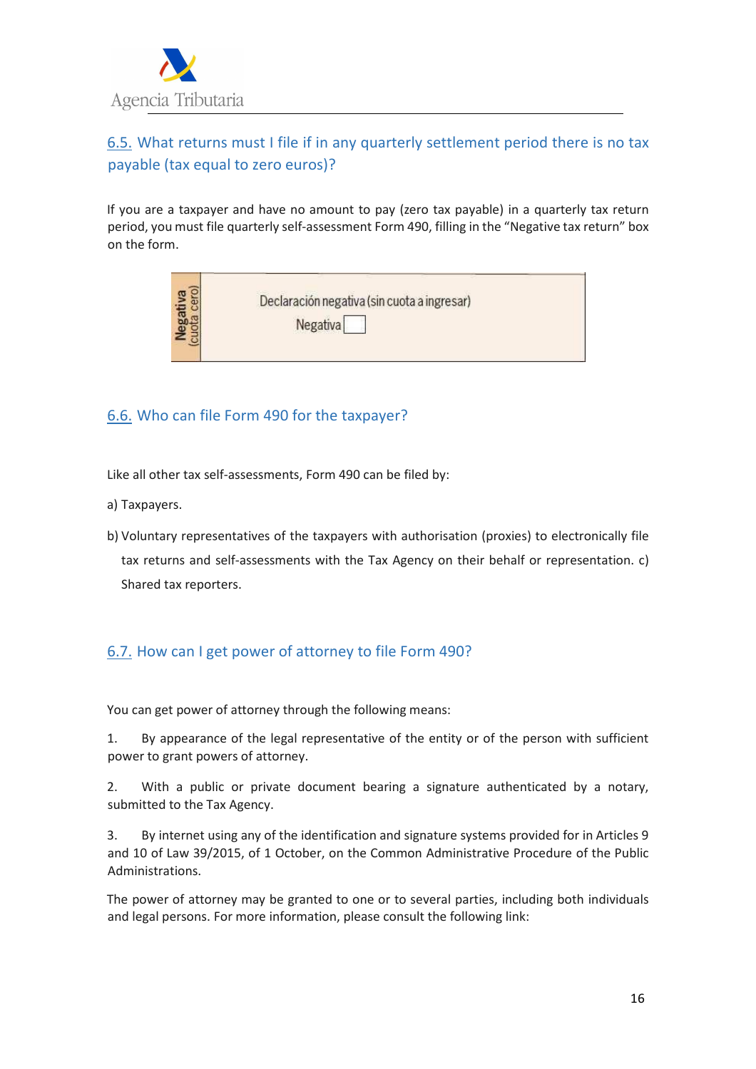## 6.5. What returns must I file if in any quarterly settlement period there is no tax payable (tax equal to zero euros)?

If you are a taxpayer and have no amount to pay (zero tax payable) in a quarterly tax return period, you must file quarterly self-assessment Form 490, filling in the "Negative tax return" box on the form.

| **Negativa** (cuota cero) | Declaración negativa (sin cuota a ingresar) Negativa ☐ |
|---|---|

## 6.6. Who can file Form 490 for the taxpayer?

Like all other tax self-assessments, Form 490 can be filed by:

a) Taxpayers.

b) Voluntary representatives of the taxpayers with authorisation (proxies) to electronically file tax returns and self-assessments with the Tax Agency on their behalf or representation.

c) Shared tax reporters.

## 6.7. How can I get power of attorney to file Form 490?

You can get power of attorney through the following means:

1. By appearance of the legal representative of the entity or of the person with sufficient power to grant powers of attorney.

2. With a public or private document bearing a signature authenticated by a notary, submitted to the Tax Agency.

3. By internet using any of the identification and signature systems provided for in Articles 9 and 10 of Law 39/2015, of 1 October, on the Common Administrative Procedure of the Public Administrations.

The power of attorney may be granted to one or to several parties, including both individuals and legal persons. For more information, please consult the following link: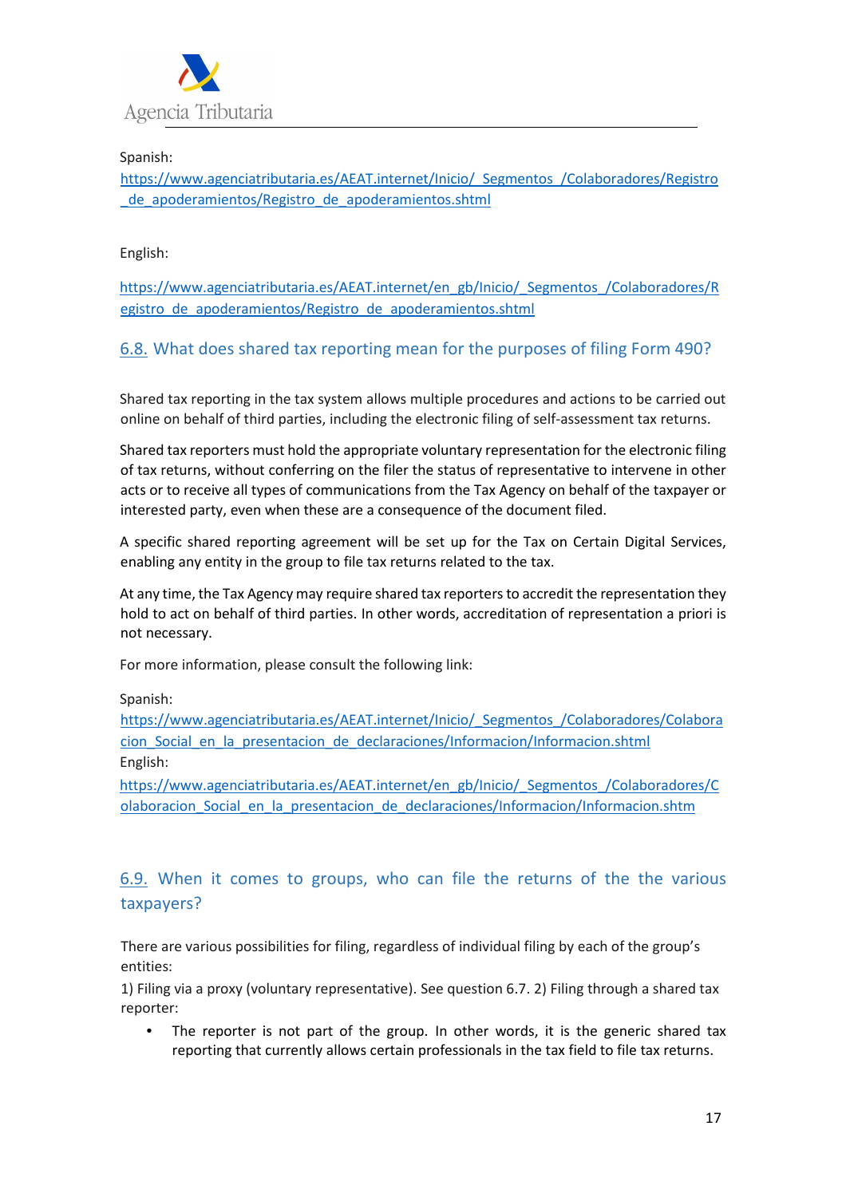Spanish:
https://www.agenciatributaria.es/AEAT.internet/Inicio/_Segmentos_/Colaboradores/Registro_de_apoderamientos/Registro_de_apoderamientos.shtml

English:

https://www.agenciatributaria.es/AEAT.internet/en_gb/Inicio/_Segmentos_/Colaboradores/Registro_de_apoderamientos/Registro_de_apoderamientos.shtml

## 6.8. What does shared tax reporting mean for the purposes of filing Form 490?

Shared tax reporting in the tax system allows multiple procedures and actions to be carried out online on behalf of third parties, including the electronic filing of self-assessment tax returns.

Shared tax reporters must hold the appropriate voluntary representation for the electronic filing of tax returns, without conferring on the filer the status of representative to intervene in other acts or to receive all types of communications from the Tax Agency on behalf of the taxpayer or interested party, even when these are a consequence of the document filed.

A specific shared reporting agreement will be set up for the Tax on Certain Digital Services, enabling any entity in the group to file tax returns related to the tax.

At any time, the Tax Agency may require shared tax reporters to accredit the representation they hold to act on behalf of third parties. In other words, accreditation of representation a priori is not necessary.

For more information, please consult the following link:

Spanish:
https://www.agenciatributaria.es/AEAT.internet/Inicio/_Segmentos_/Colaboradores/Colaboracion_Social_en_la_presentacion_de_declaraciones/Informacion/Informacion.shtml
English:
https://www.agenciatributaria.es/AEAT.internet/en_gb/Inicio/_Segmentos_/Colaboradores/Colaboracion_Social_en_la_presentacion_de_declaraciones/Informacion/Informacion.shtm

## 6.9. When it comes to groups, who can file the returns of the the various taxpayers?

There are various possibilities for filing, regardless of individual filing by each of the group's entities:

1) Filing via a proxy (voluntary representative). See question 6.7. 2) Filing through a shared tax reporter:

- The reporter is not part of the group. In other words, it is the generic shared tax reporting that currently allows certain professionals in the tax field to file tax returns.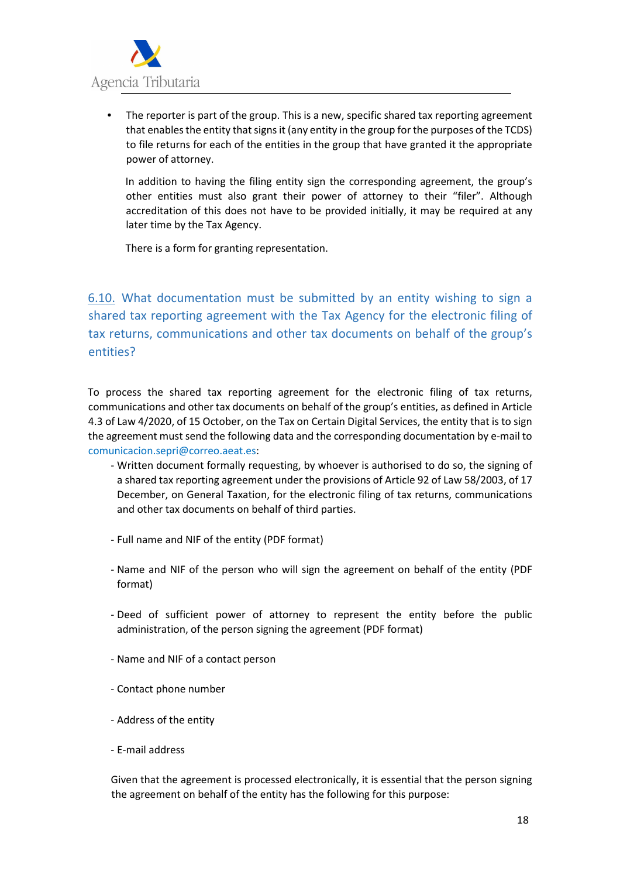- The reporter is part of the group. This is a new, specific shared tax reporting agreement that enables the entity that signs it (any entity in the group for the purposes of the TCDS) to file returns for each of the entities in the group that have granted it the appropriate power of attorney.

  In addition to having the filing entity sign the corresponding agreement, the group's other entities must also grant their power of attorney to their "filer". Although accreditation of this does not have to be provided initially, it may be required at any later time by the Tax Agency.

  There is a form for granting representation.

## 6.10. What documentation must be submitted by an entity wishing to sign a shared tax reporting agreement with the Tax Agency for the electronic filing of tax returns, communications and other tax documents on behalf of the group's entities?

To process the shared tax reporting agreement for the electronic filing of tax returns, communications and other tax documents on behalf of the group's entities, as defined in Article 4.3 of Law 4/2020, of 15 October, on the Tax on Certain Digital Services, the entity that is to sign the agreement must send the following data and the corresponding documentation by e-mail to comunicacion.sepri@correo.aeat.es:

- Written document formally requesting, by whoever is authorised to do so, the signing of a shared tax reporting agreement under the provisions of Article 92 of Law 58/2003, of 17 December, on General Taxation, for the electronic filing of tax returns, communications and other tax documents on behalf of third parties.

- Full name and NIF of the entity (PDF format)

- Name and NIF of the person who will sign the agreement on behalf of the entity (PDF format)

- Deed of sufficient power of attorney to represent the entity before the public administration, of the person signing the agreement (PDF format)

- Name and NIF of a contact person

- Contact phone number

- Address of the entity

- E-mail address

Given that the agreement is processed electronically, it is essential that the person signing the agreement on behalf of the entity has the following for this purpose: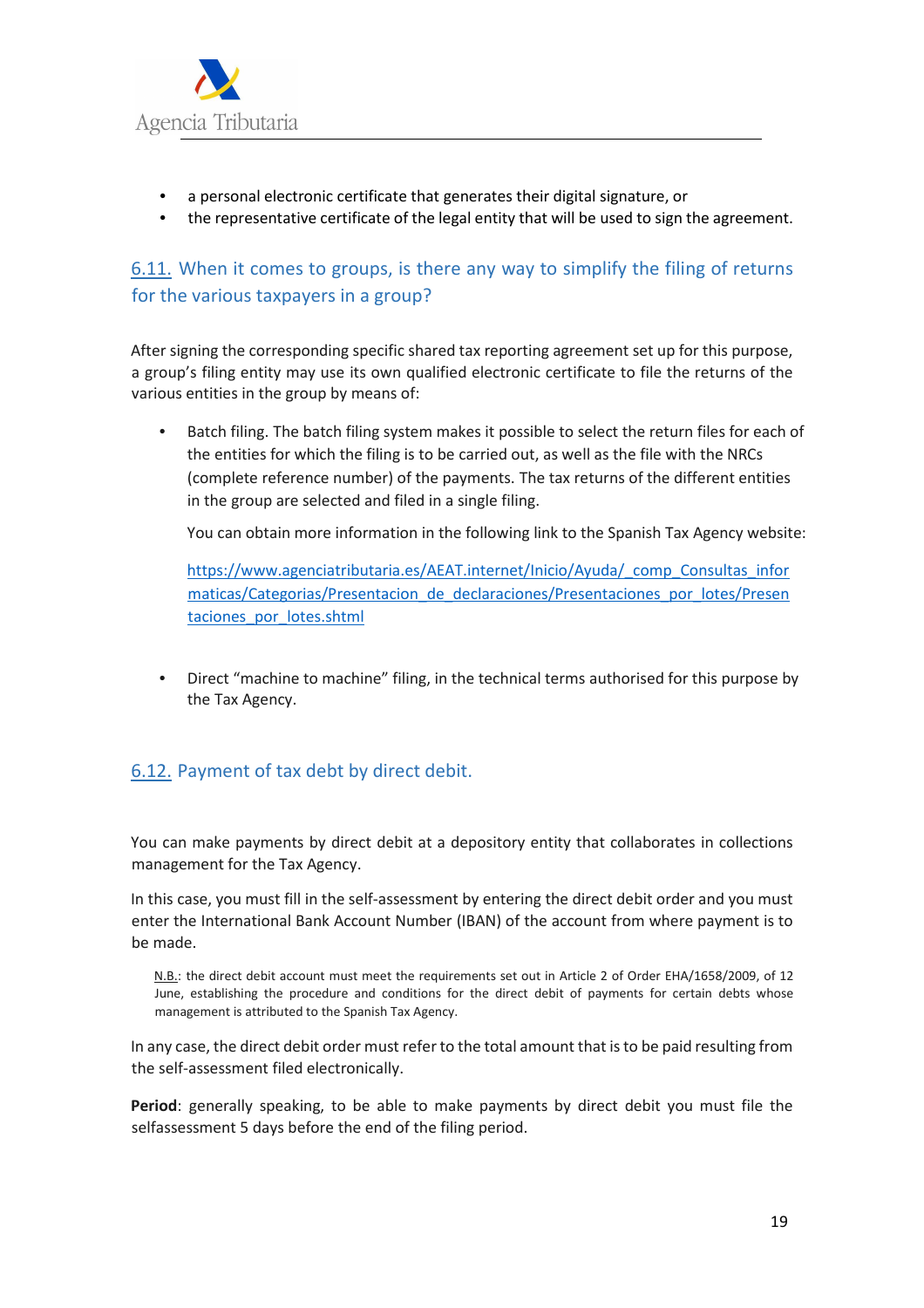- a personal electronic certificate that generates their digital signature, or
- the representative certificate of the legal entity that will be used to sign the agreement.

## 6.11. When it comes to groups, is there any way to simplify the filing of returns for the various taxpayers in a group?

After signing the corresponding specific shared tax reporting agreement set up for this purpose, a group's filing entity may use its own qualified electronic certificate to file the returns of the various entities in the group by means of:

- Batch filing. The batch filing system makes it possible to select the return files for each of the entities for which the filing is to be carried out, as well as the file with the NRCs (complete reference number) of the payments. The tax returns of the different entities in the group are selected and filed in a single filing.

  You can obtain more information in the following link to the Spanish Tax Agency website:

  https://www.agenciatributaria.es/AEAT.internet/Inicio/Ayuda/_comp_Consultas_informaticas/Categorias/Presentacion_de_declaraciones/Presentaciones_por_lotes/Presentaciones_por_lotes.shtml

- Direct "machine to machine" filing, in the technical terms authorised for this purpose by the Tax Agency.

## 6.12. Payment of tax debt by direct debit.

You can make payments by direct debit at a depository entity that collaborates in collections management for the Tax Agency.

In this case, you must fill in the self-assessment by entering the direct debit order and you must enter the International Bank Account Number (IBAN) of the account from where payment is to be made.

> N.B.: the direct debit account must meet the requirements set out in Article 2 of Order EHA/1658/2009, of 12 June, establishing the procedure and conditions for the direct debit of payments for certain debts whose management is attributed to the Spanish Tax Agency.

In any case, the direct debit order must refer to the total amount that is to be paid resulting from the self-assessment filed electronically.

**Period**: generally speaking, to be able to make payments by direct debit you must file the selfassessment 5 days before the end of the filing period.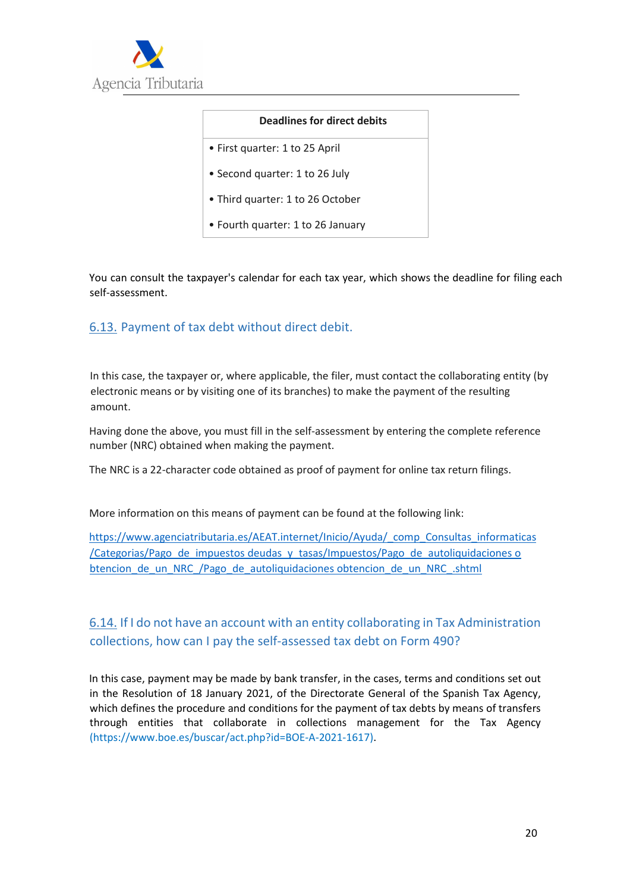| Deadlines for direct debits |
| --- |
| • First quarter: 1 to 25 April |
| • Second quarter: 1 to 26 July |
| • Third quarter: 1 to 26 October |
| • Fourth quarter: 1 to 26 January |

You can consult the taxpayer's calendar for each tax year, which shows the deadline for filing each self-assessment.

## 6.13. Payment of tax debt without direct debit.

In this case, the taxpayer or, where applicable, the filer, must contact the collaborating entity (by electronic means or by visiting one of its branches) to make the payment of the resulting amount.

Having done the above, you must fill in the self-assessment by entering the complete reference number (NRC) obtained when making the payment.

The NRC is a 22-character code obtained as proof of payment for online tax return filings.

More information on this means of payment can be found at the following link:

https://www.agenciatributaria.es/AEAT.internet/Inicio/Ayuda/_comp_Consultas_informaticas/Categorias/Pago_de_impuestos_deudas_y_tasas/Impuestos/Pago_de_autoliquidaciones_obtencion_de_un_NRC_/Pago_de_autoliquidaciones_obtencion_de_un_NRC_.shtml

## 6.14. If I do not have an account with an entity collaborating in Tax Administration collections, how can I pay the self-assessed tax debt on Form 490?

In this case, payment may be made by bank transfer, in the cases, terms and conditions set out in the Resolution of 18 January 2021, of the Directorate General of the Spanish Tax Agency, which defines the procedure and conditions for the payment of tax debts by means of transfers through entities that collaborate in collections management for the Tax Agency (https://www.boe.es/buscar/act.php?id=BOE-A-2021-1617).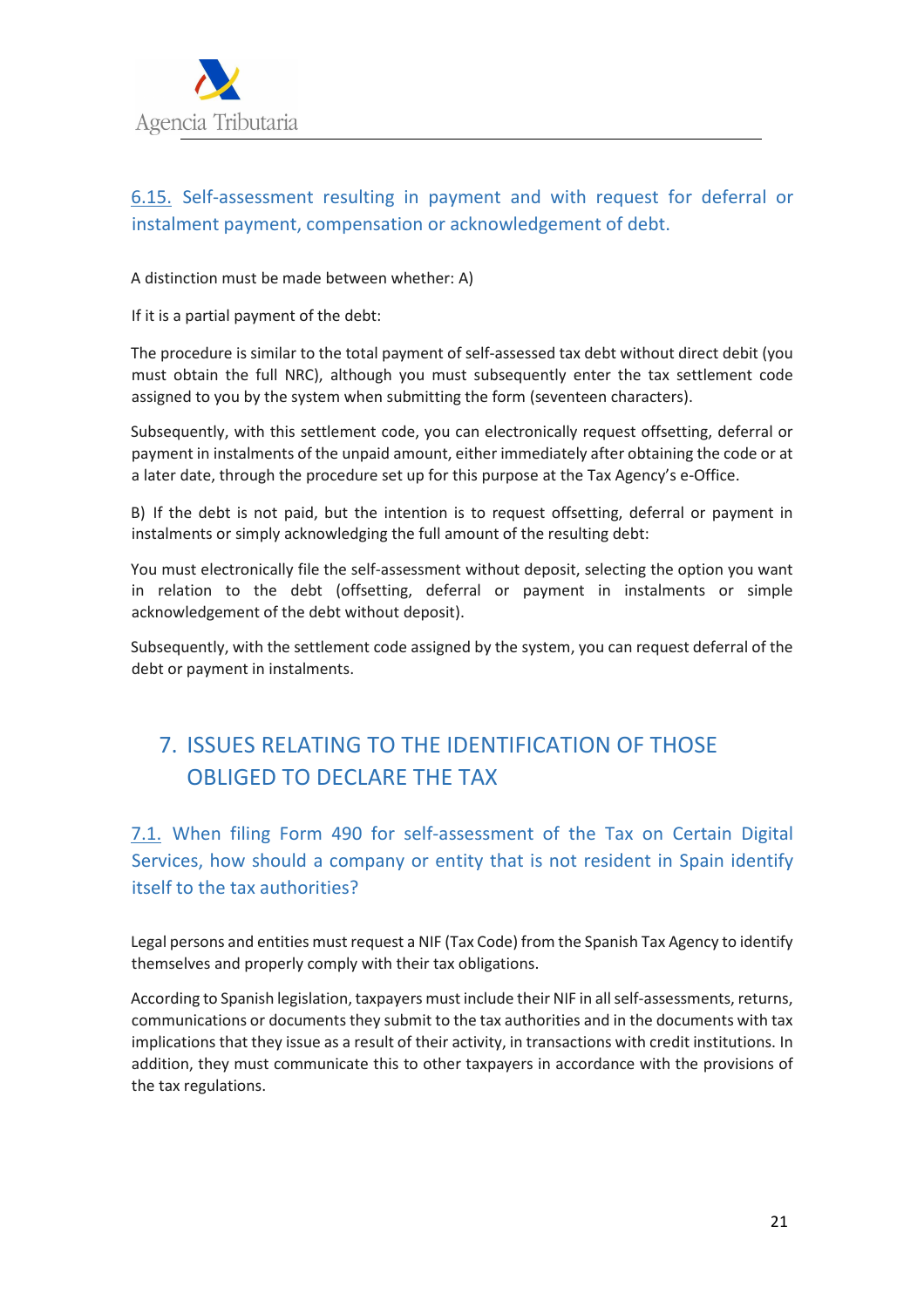### 6.15. Self-assessment resulting in payment and with request for deferral or instalment payment, compensation or acknowledgement of debt.

A distinction must be made between whether: A)

If it is a partial payment of the debt:

The procedure is similar to the total payment of self-assessed tax debt without direct debit (you must obtain the full NRC), although you must subsequently enter the tax settlement code assigned to you by the system when submitting the form (seventeen characters).

Subsequently, with this settlement code, you can electronically request offsetting, deferral or payment in instalments of the unpaid amount, either immediately after obtaining the code or at a later date, through the procedure set up for this purpose at the Tax Agency's e-Office.

B) If the debt is not paid, but the intention is to request offsetting, deferral or payment in instalments or simply acknowledging the full amount of the resulting debt:

You must electronically file the self-assessment without deposit, selecting the option you want in relation to the debt (offsetting, deferral or payment in instalments or simple acknowledgement of the debt without deposit).

Subsequently, with the settlement code assigned by the system, you can request deferral of the debt or payment in instalments.

## 7. ISSUES RELATING TO THE IDENTIFICATION OF THOSE OBLIGED TO DECLARE THE TAX

### 7.1. When filing Form 490 for self-assessment of the Tax on Certain Digital Services, how should a company or entity that is not resident in Spain identify itself to the tax authorities?

Legal persons and entities must request a NIF (Tax Code) from the Spanish Tax Agency to identify themselves and properly comply with their tax obligations.

According to Spanish legislation, taxpayers must include their NIF in all self-assessments, returns, communications or documents they submit to the tax authorities and in the documents with tax implications that they issue as a result of their activity, in transactions with credit institutions. In addition, they must communicate this to other taxpayers in accordance with the provisions of the tax regulations.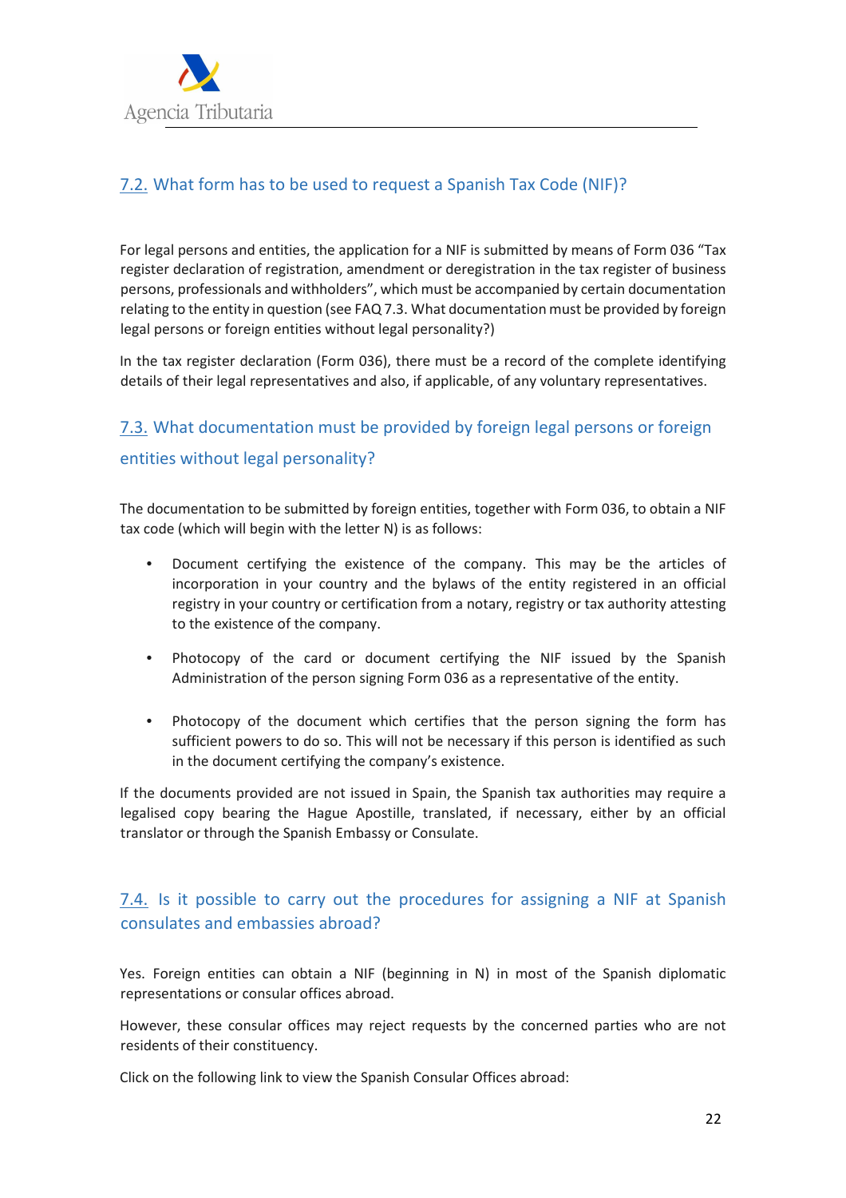## 7.2. What form has to be used to request a Spanish Tax Code (NIF)?

For legal persons and entities, the application for a NIF is submitted by means of Form 036 "Tax register declaration of registration, amendment or deregistration in the tax register of business persons, professionals and withholders", which must be accompanied by certain documentation relating to the entity in question (see FAQ 7.3. What documentation must be provided by foreign legal persons or foreign entities without legal personality?)

In the tax register declaration (Form 036), there must be a record of the complete identifying details of their legal representatives and also, if applicable, of any voluntary representatives.

## 7.3. What documentation must be provided by foreign legal persons or foreign entities without legal personality?

The documentation to be submitted by foreign entities, together with Form 036, to obtain a NIF tax code (which will begin with the letter N) is as follows:

- Document certifying the existence of the company. This may be the articles of incorporation in your country and the bylaws of the entity registered in an official registry in your country or certification from a notary, registry or tax authority attesting to the existence of the company.
- Photocopy of the card or document certifying the NIF issued by the Spanish Administration of the person signing Form 036 as a representative of the entity.
- Photocopy of the document which certifies that the person signing the form has sufficient powers to do so. This will not be necessary if this person is identified as such in the document certifying the company's existence.

If the documents provided are not issued in Spain, the Spanish tax authorities may require a legalised copy bearing the Hague Apostille, translated, if necessary, either by an official translator or through the Spanish Embassy or Consulate.

## 7.4. Is it possible to carry out the procedures for assigning a NIF at Spanish consulates and embassies abroad?

Yes. Foreign entities can obtain a NIF (beginning in N) in most of the Spanish diplomatic representations or consular offices abroad.

However, these consular offices may reject requests by the concerned parties who are not residents of their constituency.

Click on the following link to view the Spanish Consular Offices abroad: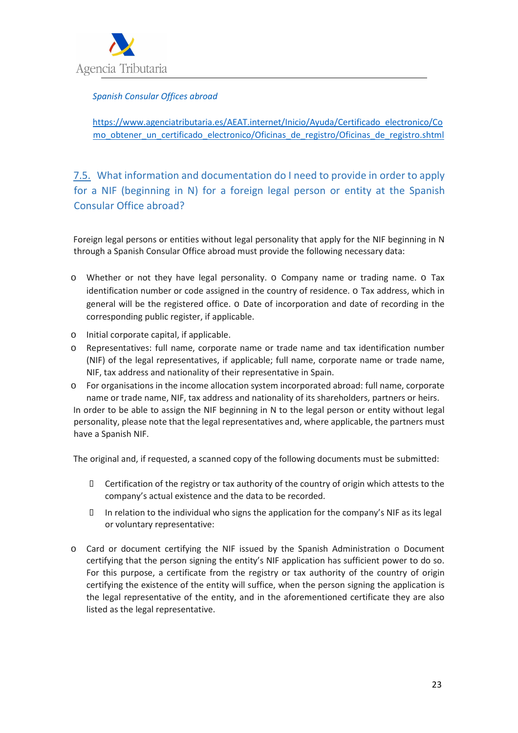*Spanish Consular Offices abroad*

https://www.agenciatributaria.es/AEAT.internet/Inicio/Ayuda/Certificado_electronico/Como_obtener_un_certificado_electronico/Oficinas_de_registro/Oficinas_de_registro.shtml

## 7.5. What information and documentation do I need to provide in order to apply for a NIF (beginning in N) for a foreign legal person or entity at the Spanish Consular Office abroad?

Foreign legal persons or entities without legal personality that apply for the NIF beginning in N through a Spanish Consular Office abroad must provide the following necessary data:

- Whether or not they have legal personality. o Company name or trading name. o Tax identification number or code assigned in the country of residence. o Tax address, which in general will be the registered office. o Date of incorporation and date of recording in the corresponding public register, if applicable.
- Initial corporate capital, if applicable.
- Representatives: full name, corporate name or trade name and tax identification number (NIF) of the legal representatives, if applicable; full name, corporate name or trade name, NIF, tax address and nationality of their representative in Spain.
- For organisations in the income allocation system incorporated abroad: full name, corporate name or trade name, NIF, tax address and nationality of its shareholders, partners or heirs.

In order to be able to assign the NIF beginning in N to the legal person or entity without legal personality, please note that the legal representatives and, where applicable, the partners must have a Spanish NIF.

The original and, if requested, a scanned copy of the following documents must be submitted:

- Certification of the registry or tax authority of the country of origin which attests to the company's actual existence and the data to be recorded.
- In relation to the individual who signs the application for the company's NIF as its legal or voluntary representative:

- Card or document certifying the NIF issued by the Spanish Administration o Document certifying that the person signing the entity's NIF application has sufficient power to do so. For this purpose, a certificate from the registry or tax authority of the country of origin certifying the existence of the entity will suffice, when the person signing the application is the legal representative of the entity, and in the aforementioned certificate they are also listed as the legal representative.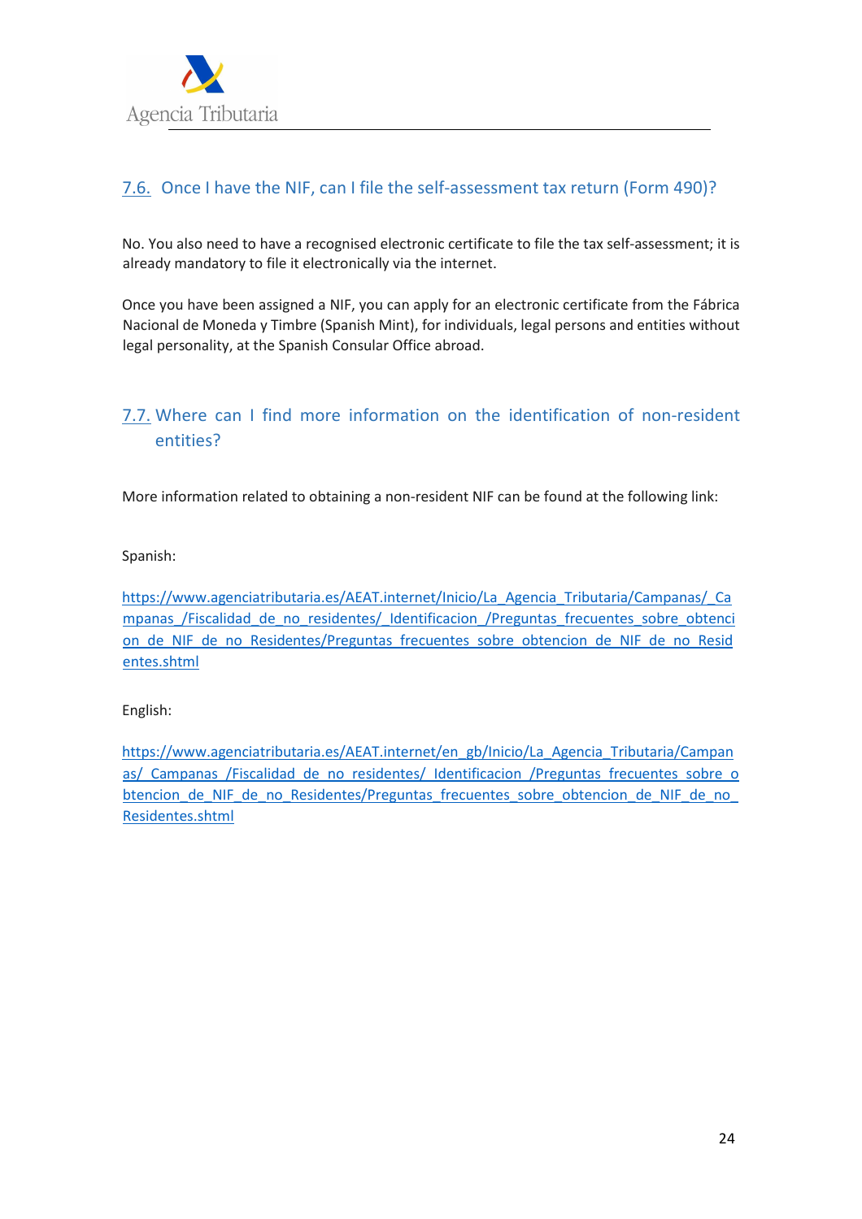## 7.6. Once I have the NIF, can I file the self-assessment tax return (Form 490)?

No. You also need to have a recognised electronic certificate to file the tax self-assessment; it is already mandatory to file it electronically via the internet.

Once you have been assigned a NIF, you can apply for an electronic certificate from the Fábrica Nacional de Moneda y Timbre (Spanish Mint), for individuals, legal persons and entities without legal personality, at the Spanish Consular Office abroad.

## 7.7. Where can I find more information on the identification of non-resident entities?

More information related to obtaining a non-resident NIF can be found at the following link:

Spanish:

https://www.agenciatributaria.es/AEAT.internet/Inicio/La_Agencia_Tributaria/Campanas/_Campanas_/Fiscalidad_de_no_residentes/_Identificacion_/Preguntas_frecuentes_sobre_obtencion_de_NIF_de_no_Residentes/Preguntas_frecuentes_sobre_obtencion_de_NIF_de_no_Residentes.shtml

English:

https://www.agenciatributaria.es/AEAT.internet/en_gb/Inicio/La_Agencia_Tributaria/Campanas/_Campanas_/Fiscalidad_de_no_residentes/_Identificacion_/Preguntas_frecuentes_sobre_obtencion_de_NIF_de_no_Residentes/Preguntas_frecuentes_sobre_obtencion_de_NIF_de_no_Residentes.shtml